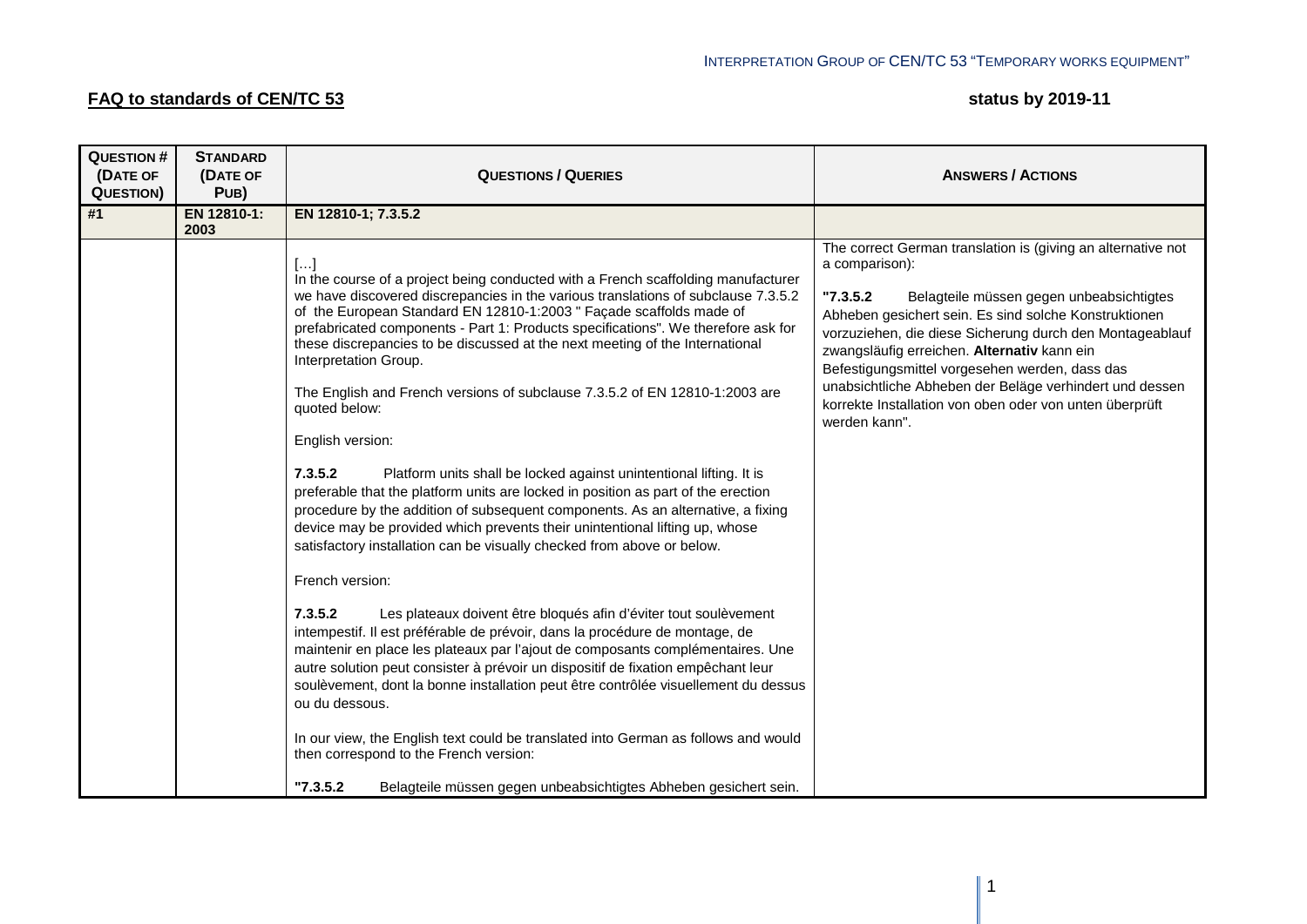INTERPRETATION GROUP OF CEN/TC 53 "TEMPORARY WORKS EQUIPMENT"

**FAQ to standards of CEN/TC 53** **status by 2019-11**

| QUESTION # (DATE OF QUESTION) | STANDARD (DATE OF PUB) | QUESTIONS / QUERIES | ANSWERS / ACTIONS |
|---|---|---|---|
| **#1** | **EN 12810-1: 2003** | **EN 12810-1; 7.3.5.2** | |
| | | […]<br>In the course of a project being conducted with a French scaffolding manufacturer we have discovered discrepancies in the various translations of subclause 7.3.5.2 of the European Standard EN 12810-1:2003 " Façade scaffolds made of prefabricated components - Part 1: Products specifications". We therefore ask for these discrepancies to be discussed at the next meeting of the International Interpretation Group.<br><br>The English and French versions of subclause 7.3.5.2 of EN 12810-1:2003 are quoted below:<br><br>English version:<br><br>**7.3.5.2** Platform units shall be locked against unintentional lifting. It is preferable that the platform units are locked in position as part of the erection procedure by the addition of subsequent components. As an alternative, a fixing device may be provided which prevents their unintentional lifting up, whose satisfactory installation can be visually checked from above or below.<br><br>French version:<br><br>**7.3.5.2** Les plateaux doivent être bloqués afin d'éviter tout soulèvement intempestif. Il est préférable de prévoir, dans la procédure de montage, de maintenir en place les plateaux par l'ajout de composants complémentaires. Une autre solution peut consister à prévoir un dispositif de fixation empêchant leur soulèvement, dont la bonne installation peut être contrôlée visuellement du dessus ou du dessous.<br><br>In our view, the English text could be translated into German as follows and would then correspond to the French version:<br><br>**"7.3.5.2** Belagteile müssen gegen unbeabsichtigtes Abheben gesichert sein. | The correct German translation is (giving an alternative not a comparison):<br><br>**"7.3.5.2** Belagteile müssen gegen unbeabsichtigtes Abheben gesichert sein. Es sind solche Konstruktionen vorzuziehen, die diese Sicherung durch den Montageablauf zwangsläufig erreichen. **Alternativ** kann ein Befestigungsmittel vorgesehen werden, dass das unabsichtliche Abheben der Beläge verhindert und dessen korrekte Installation von oben oder von unten überprüft werden kann". |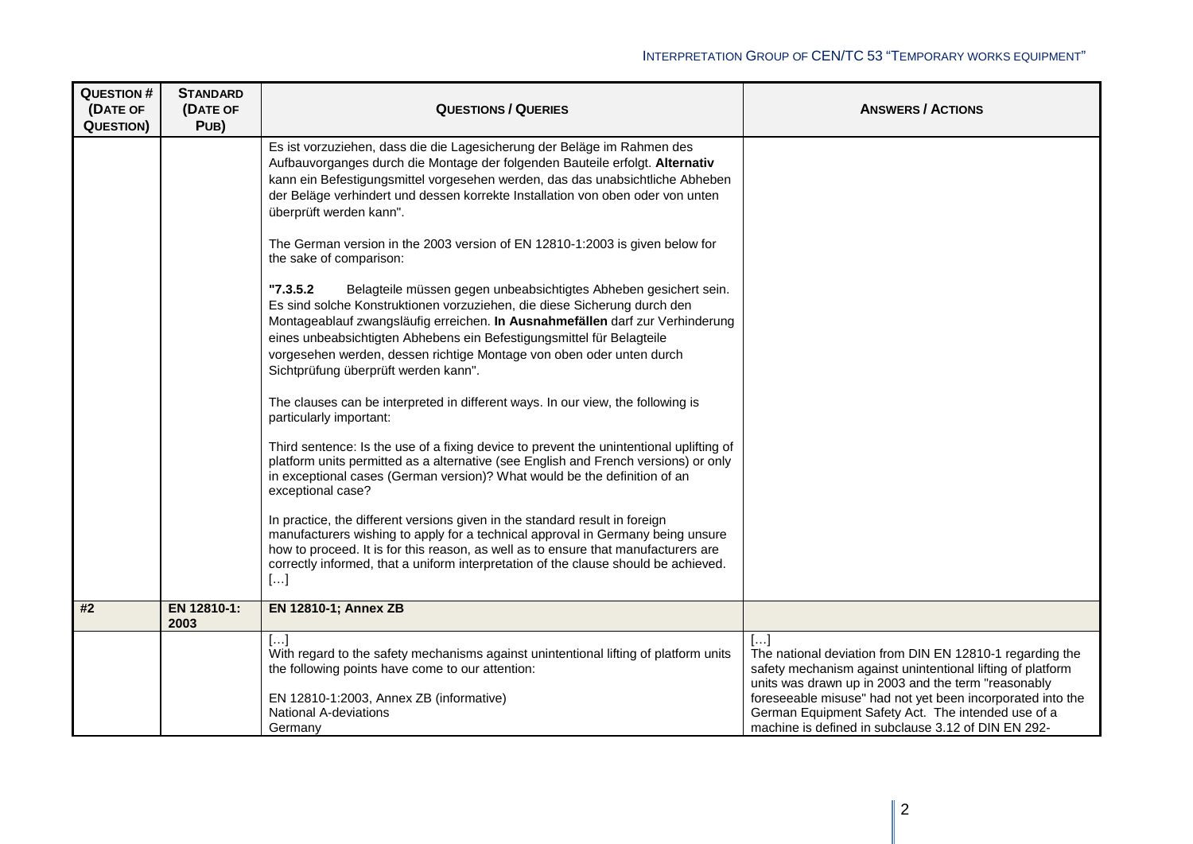| Question # (Date of Question) | Standard (Date of Pub) | Questions / Queries | Answers / Actions |
|---|---|---|---|
| | | Es ist vorzuziehen, dass die die Lagesicherung der Beläge im Rahmen des Aufbauvorganges durch die Montage der folgenden Bauteile erfolgt. **Alternativ** kann ein Befestigungsmittel vorgesehen werden, das das unabsichtliche Abheben der Beläge verhindert und dessen korrekte Installation von oben oder von unten überprüft werden kann".<br><br>The German version in the 2003 version of EN 12810-1:2003 is given below for the sake of comparison:<br><br>**"7.3.5.2** Belagteile müssen gegen unbeabsichtigtes Abheben gesichert sein. Es sind solche Konstruktionen vorzuziehen, die diese Sicherung durch den Montageablauf zwangsläufig erreichen. **In Ausnahmefällen** darf zur Verhinderung eines unbeabsichtigten Abhebens ein Befestigungsmittel für Belagteile vorgesehen werden, dessen richtige Montage von oben oder unten durch Sichtprüfung überprüft werden kann".<br><br>The clauses can be interpreted in different ways. In our view, the following is particularly important:<br><br>Third sentence: Is the use of a fixing device to prevent the unintentional uplifting of platform units permitted as a alternative (see English and French versions) or only in exceptional cases (German version)? What would be the definition of an exceptional case?<br><br>In practice, the different versions given in the standard result in foreign manufacturers wishing to apply for a technical approval in Germany being unsure how to proceed. It is for this reason, as well as to ensure that manufacturers are correctly informed, that a uniform interpretation of the clause should be achieved.<br>[…] | |
| **#2** | **EN 12810-1: 2003** | **EN 12810-1; Annex ZB** | |
| | | […]<br>With regard to the safety mechanisms against unintentional lifting of platform units the following points have come to our attention:<br><br>EN 12810-1:2003, Annex ZB (informative)<br>National A-deviations<br>Germany | […]<br>The national deviation from DIN EN 12810-1 regarding the safety mechanism against unintentional lifting of platform units was drawn up in 2003 and the term "reasonably foreseeable misuse" had not yet been incorporated into the German Equipment Safety Act. The intended use of a machine is defined in subclause 3.12 of DIN EN 292- |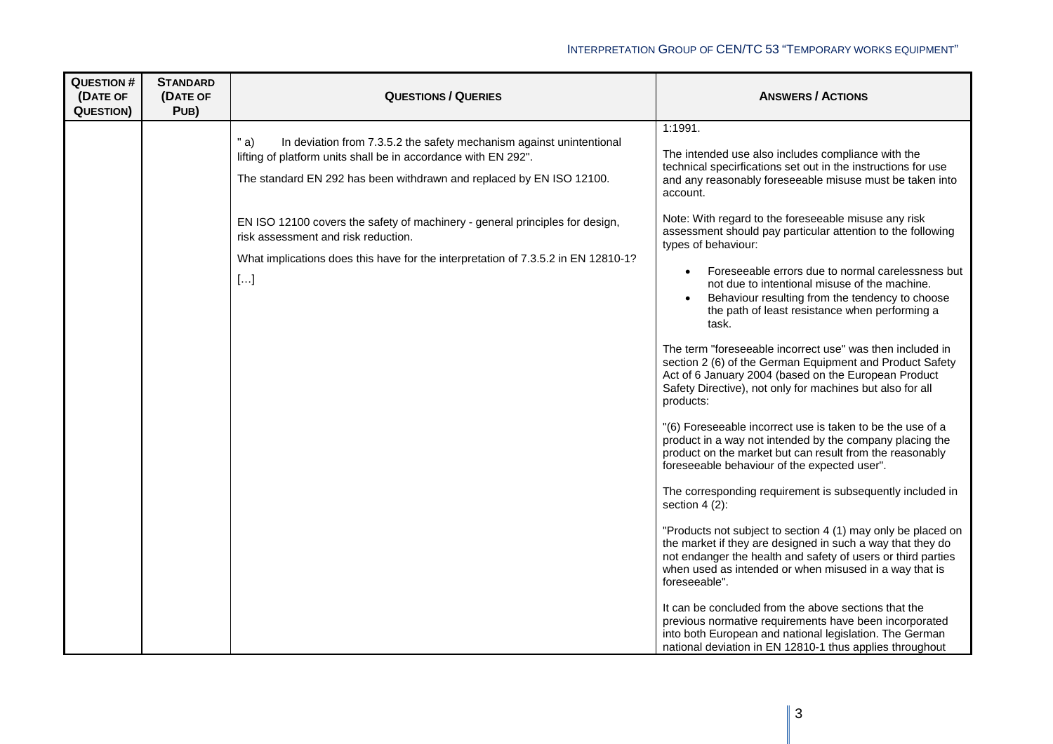| **QUESTION # (DATE OF QUESTION)** | **STANDARD (DATE OF PUB)** | **QUESTIONS / QUERIES** | **ANSWERS / ACTIONS** |
|---|---|---|---|
| | | " a) In deviation from 7.3.5.2 the safety mechanism against unintentional lifting of platform units shall be in accordance with EN 292".<br><br>The standard EN 292 has been withdrawn and replaced by EN ISO 12100.<br><br>EN ISO 12100 covers the safety of machinery - general principles for design, risk assessment and risk reduction.<br><br>What implications does this have for the interpretation of 7.3.5.2 in EN 12810-1?<br><br>[…] | 1:1991.<br><br>The intended use also includes compliance with the technical specircfications set out in the instructions for use and any reasonably foreseeable misuse must be taken into account.<br><br>Note: With regard to the foreseeable misuse any risk assessment should pay particular attention to the following types of behaviour:<br><br>• Foreseeable errors due to normal carelessness but not due to intentional misuse of the machine.<br>• Behaviour resulting from the tendency to choose the path of least resistance when performing a task.<br><br>The term "foreseeable incorrect use" was then included in section 2 (6) of the German Equipment and Product Safety Act of 6 January 2004 (based on the European Product Safety Directive), not only for machines but also for all products:<br><br>"(6) Foreseeable incorrect use is taken to be the use of a product in a way not intended by the company placing the product on the market but can result from the reasonably foreseeable behaviour of the expected user".<br><br>The corresponding requirement is subsequently included in section 4 (2):<br><br>"Products not subject to section 4 (1) may only be placed on the market if they are designed in such a way that they do not endanger the health and safety of users or third parties when used as intended or when misused in a way that is foreseeable".<br><br>It can be concluded from the above sections that the previous normative requirements have been incorporated into both European and national legislation. The German national deviation in EN 12810-1 thus applies throughout |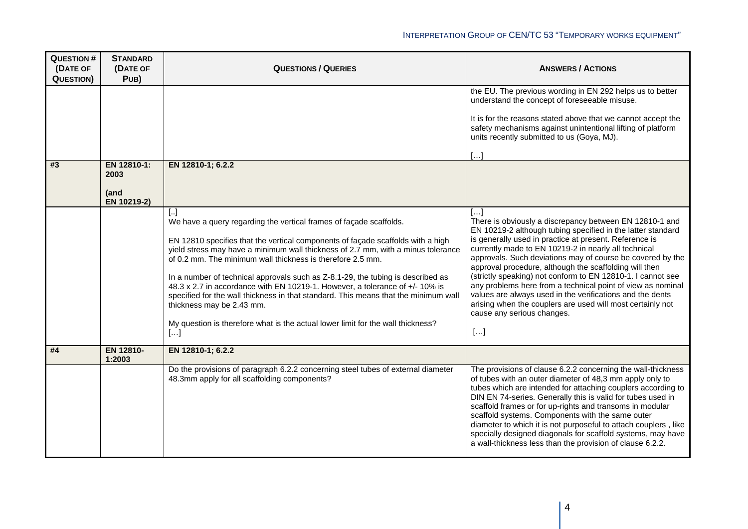| Question # (Date of Question) | Standard (Date of Pub) | Questions / Queries | Answers / Actions |
|---|---|---|---|
| | | | the EU. The previous wording in EN 292 helps us to better understand the concept of foreseeable misuse.<br><br>It is for the reasons stated above that we cannot accept the safety mechanisms against unintentional lifting of platform units recently submitted to us (Goya, MJ).<br><br>[…] |
| **#3** | **EN 12810-1: 2003**<br><br>**(and EN 10219-2)** | **EN 12810-1; 6.2.2** | |
| | | [..]<br>We have a query regarding the vertical frames of façade scaffolds.<br><br>EN 12810 specifies that the vertical components of façade scaffolds with a high yield stress may have a minimum wall thickness of 2.7 mm, with a minus tolerance of 0.2 mm. The minimum wall thickness is therefore 2.5 mm.<br><br>In a number of technical approvals such as Z-8.1-29, the tubing is described as 48.3 x 2.7 in accordance with EN 10219-1. However, a tolerance of +/- 10% is specified for the wall thickness in that standard. This means that the minimum wall thickness may be 2.43 mm.<br><br>My question is therefore what is the actual lower limit for the wall thickness?<br>[…] | […]<br>There is obviously a discrepancy between EN 12810-1 and EN 10219-2 although tubing specified in the latter standard is generally used in practice at present. Reference is currently made to EN 10219-2 in nearly all technical approvals. Such deviations may of course be covered by the approval procedure, although the scaffolding will then (strictly speaking) not conform to EN 12810-1. I cannot see any problems here from a technical point of view as nominal values are always used in the verifications and the dents arising when the couplers are used will most certainly not cause any serious changes.<br><br>[…] |
| **#4** | **EN 12810-1:2003** | **EN 12810-1; 6.2.2** | |
| | | Do the provisions of paragraph 6.2.2 concerning steel tubes of external diameter 48.3mm apply for all scaffolding components? | The provisions of clause 6.2.2 concerning the wall-thickness of tubes with an outer diameter of 48,3 mm apply only to tubes which are intended for attaching couplers according to DIN EN 74-series. Generally this is valid for tubes used in scaffold frames or for up-rights and transoms in modular scaffold systems. Components with the same outer diameter to which it is not purposeful to attach couplers , like specially designed diagonals for scaffold systems, may have a wall-thickness less than the provision of clause 6.2.2. |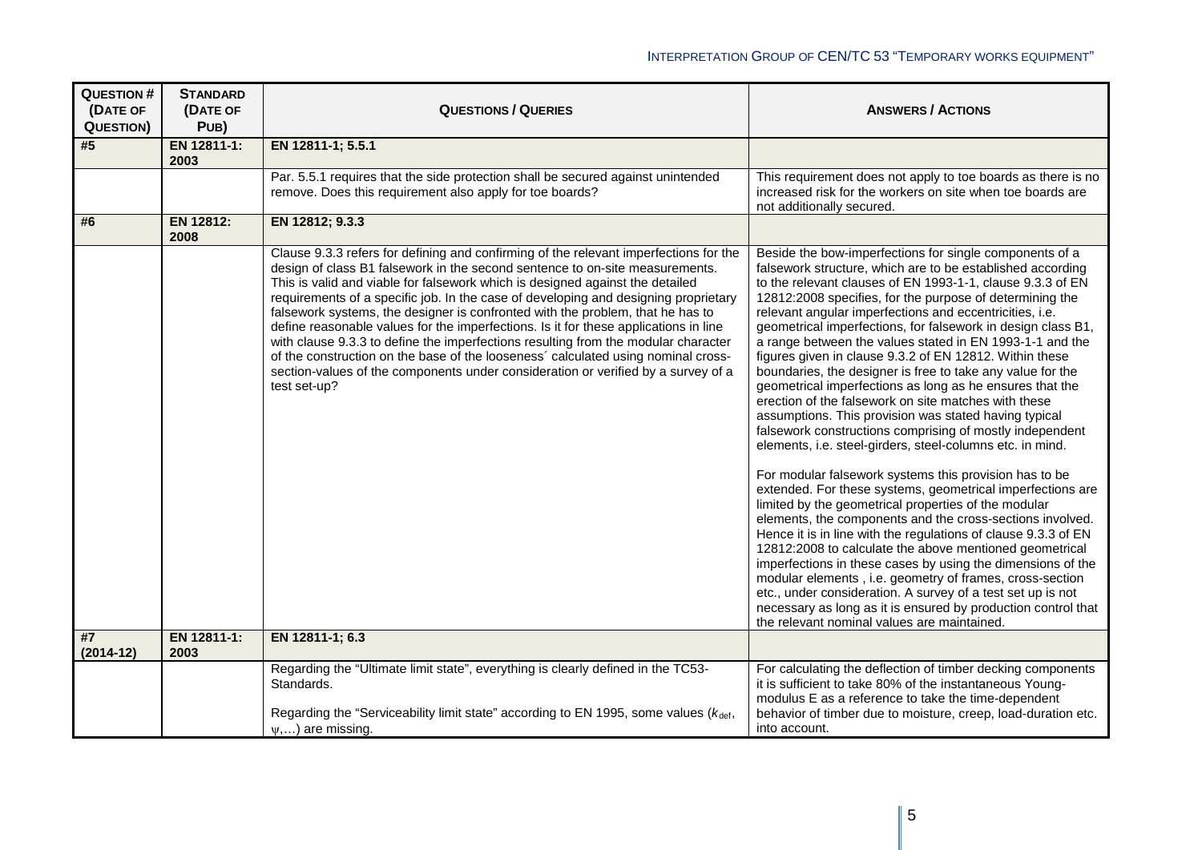| **QUESTION # (DATE OF QUESTION)** | **STANDARD (DATE OF PUB)** | **QUESTIONS / QUERIES** | **ANSWERS / ACTIONS** |
|---|---|---|---|
| **#5** | **EN 12811-1: 2003** | **EN 12811-1; 5.5.1** | |
| | | Par. 5.5.1 requires that the side protection shall be secured against unintended remove. Does this requirement also apply for toe boards? | This requirement does not apply to toe boards as there is no increased risk for the workers on site when toe boards are not additionally secured. |
| **#6** | **EN 12812: 2008** | **EN 12812; 9.3.3** | |
| | | Clause 9.3.3 refers for defining and confirming of the relevant imperfections for the design of class B1 falsework in the second sentence to on-site measurements. This is valid and viable for falsework which is designed against the detailed requirements of a specific job. In the case of developing and designing proprietary falsework systems, the designer is confronted with the problem, that he has to define reasonable values for the imperfections. Is it for these applications in line with clause 9.3.3 to define the imperfections resulting from the modular character of the construction on the base of the looseness´ calculated using nominal cross-section-values of the components under consideration or verified by a survey of a test set-up? | Beside the bow-imperfections for single components of a falsework structure, which are to be established according to the relevant clauses of EN 1993-1-1, clause 9.3.3 of EN 12812:2008 specifies, for the purpose of determining the relevant angular imperfections and eccentricities, i.e. geometrical imperfections, for falsework in design class B1, a range between the values stated in EN 1993-1-1 and the figures given in clause 9.3.2 of EN 12812. Within these boundaries, the designer is free to take any value for the geometrical imperfections as long as he ensures that the erection of the falsework on site matches with these assumptions. This provision was stated having typical falsework constructions comprising of mostly independent elements, i.e. steel-girders, steel-columns etc. in mind.<br><br>For modular falsework systems this provision has to be extended. For these systems, geometrical imperfections are limited by the geometrical properties of the modular elements, the components and the cross-sections involved. Hence it is in line with the regulations of clause 9.3.3 of EN 12812:2008 to calculate the above mentioned geometrical imperfections in these cases by using the dimensions of the modular elements , i.e. geometry of frames, cross-section etc., under consideration. A survey of a test set up is not necessary as long as it is ensured by production control that the relevant nominal values are maintained. |
| **#7 (2014-12)** | **EN 12811-1: 2003** | **EN 12811-1; 6.3** | |
| | | Regarding the "Ultimate limit state", everything is clearly defined in the TC53-Standards.<br><br>Regarding the "Serviceability limit state" according to EN 1995, some values ($k_{def}$, $\psi$,…) are missing. | For calculating the deflection of timber decking components it is sufficient to take 80% of the instantaneous Young-modulus E as a reference to take the time-dependent behavior of timber due to moisture, creep, load-duration etc. into account. |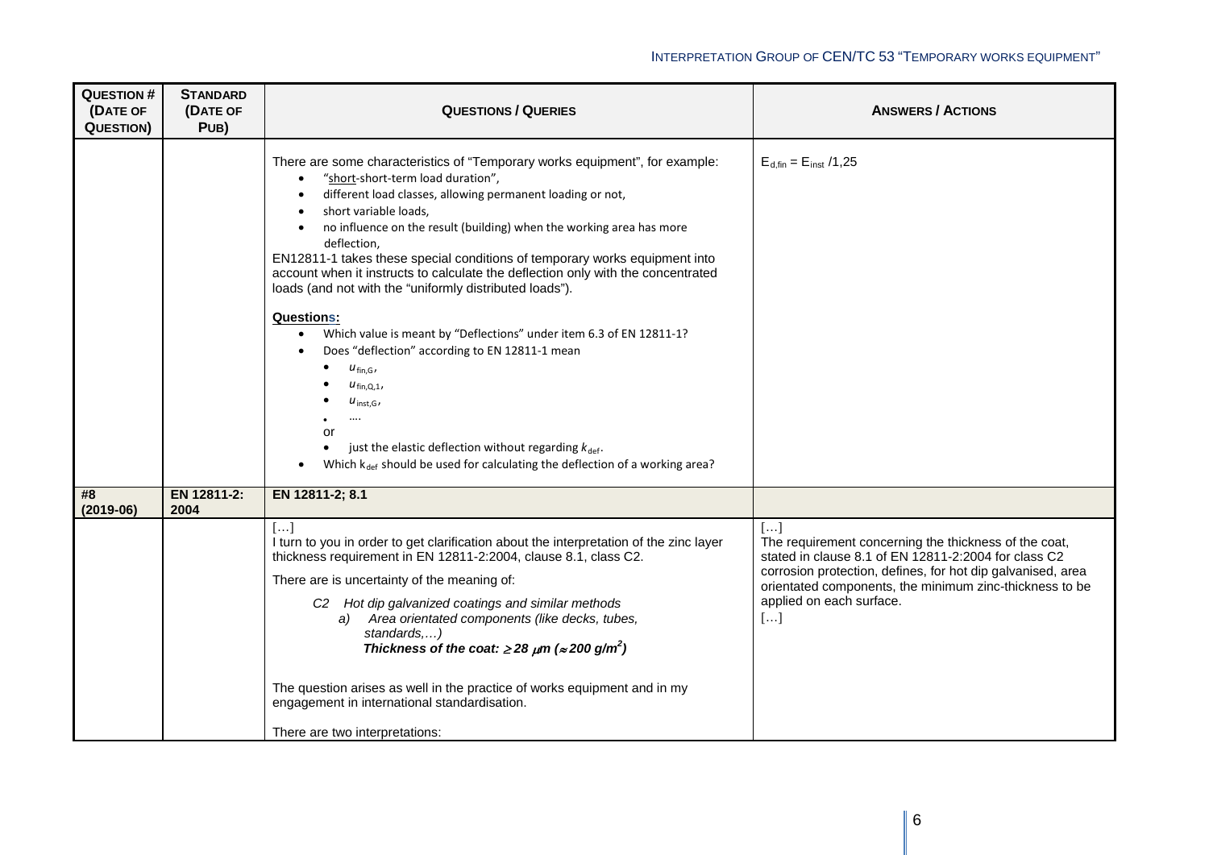| **Question # (Date of Question)** | **Standard (Date of Pub)** | **Questions / Queries** | **Answers / Actions** |
|---|---|---|---|
| | | There are some characteristics of "Temporary works equipment", for example:<br>• "short-short-term load duration",<br>• different load classes, allowing permanent loading or not,<br>• short variable loads,<br>• no influence on the result (building) when the working area has more deflection,<br>EN12811-1 takes these special conditions of temporary works equipment into account when it instructs to calculate the deflection only with the concentrated loads (and not with the "uniformly distributed loads").<br><br>**Questions:**<br>• Which value is meant by "Deflections" under item 6.3 of EN 12811-1?<br>• Does "deflection" according to EN 12811-1 mean<br>  • $u_{\text{fin,G}}$,<br>  • $u_{\text{fin,Q,1}}$,<br>  • $u_{\text{inst,G}}$,<br>  • ....<br>  or<br>  • just the elastic deflection without regarding $k_{\text{def}}$.<br>• Which $k_{\text{def}}$ should be used for calculating the deflection of a working area? | $E_{d,fin} = E_{inst} /1{,}25$ |
| **#8 (2019-06)** | **EN 12811-2: 2004** | **EN 12811-2; 8.1** | |
| | | […]<br>I turn to you in order to get clarification about the interpretation of the zinc layer thickness requirement in EN 12811-2:2004, clause 8.1, class C2.<br><br>There are is uncertainty of the meaning of:<br><br>*C2 Hot dip galvanized coatings and similar methods*<br>*a) Area orientated components (like decks, tubes, standards,…)*<br>***Thickness of the coat: $\geq$ 28 $\mu$m ($\approx$ 200 g/m$^2$)***<br><br>The question arises as well in the practice of works equipment and in my engagement in international standardisation.<br><br>There are two interpretations: | […]<br>The requirement concerning the thickness of the coat, stated in clause 8.1 of EN 12811-2:2004 for class C2 corrosion protection, defines, for hot dip galvanised, area orientated components, the minimum zinc-thickness to be applied on each surface.<br>[…] |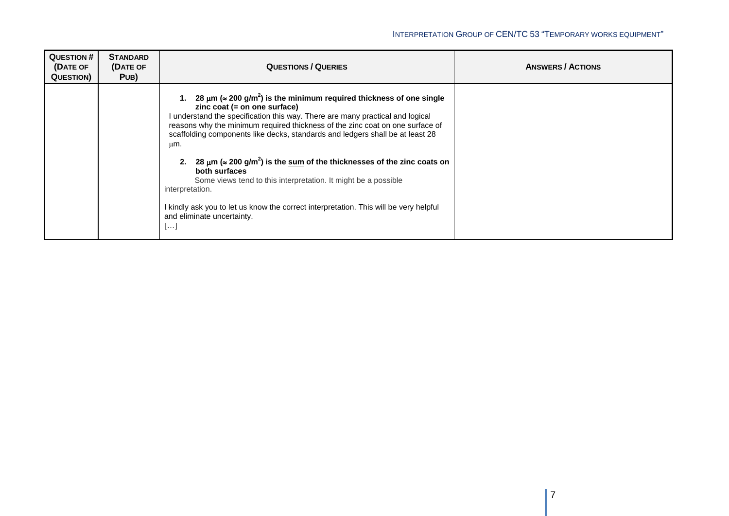| Question # (Date of Question) | Standard (Date of Pub) | Questions / Queries | Answers / Actions |
|---|---|---|---|
| | | **1. 28 μm (≈ 200 g/m²) is the minimum required thickness of one single zinc coat (= on one surface)** <br> I understand the specification this way. There are many practical and logical reasons why the minimum required thickness of the zinc coat on one surface of scaffolding components like decks, standards and ledgers shall be at least 28 μm. <br><br> **2. 28 μm (≈ 200 g/m²) is the <u>sum</u> of the thicknesses of the zinc coats on both surfaces** <br> Some views tend to this interpretation. It might be a possible interpretation. <br><br> I kindly ask you to let us know the correct interpretation. This will be very helpful and eliminate uncertainty. <br> […] | |